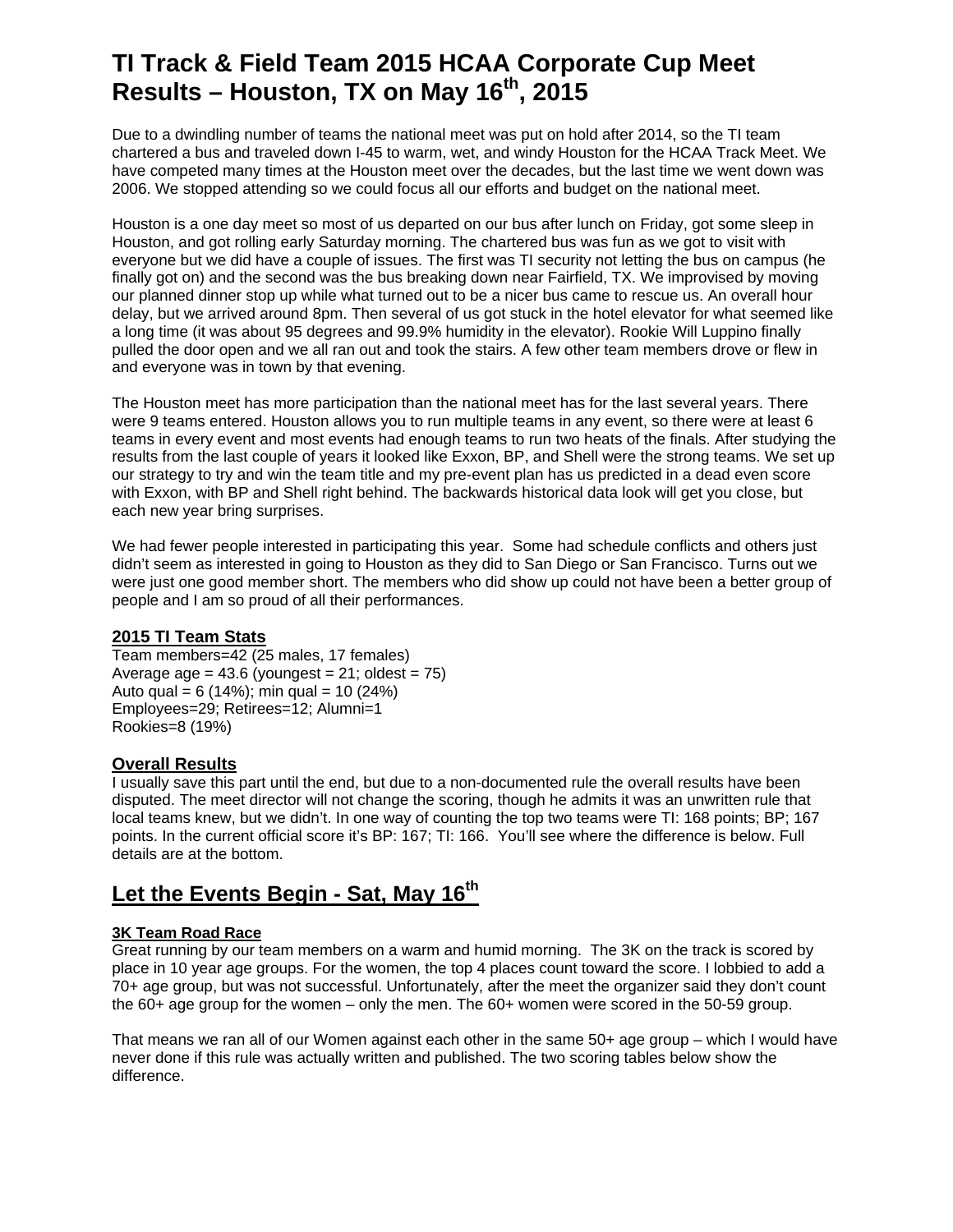# TI Track & Field Team 2015 HCAA Corporate Cup Meet Results – Houston, TX on May 16th, 2015

Due to a dwindling number of teams the national meet was put on hold after 2014, so the TI team chartered a bus and traveled down I-45 to warm, wet, and windy Houston for the HCAA Track Meet. We have competed many times at the Houston meet over the decades, but the last time we went down was 2006. We stopped attending so we could focus all our efforts and budget on the national meet.

Houston is a one day meet so most of us departed on our bus after lunch on Friday, got some sleep in Houston, and got rolling early Saturday morning. The chartered bus was fun as we got to visit with everyone but we did have a couple of issues. The first was TI security not letting the bus on campus (he finally got on) and the second was the bus breaking down near Fairfield, TX. We improvised by moving our planned dinner stop up while what turned out to be a nicer bus came to rescue us. An overall hour delay, but we arrived around 8pm. Then several of us got stuck in the hotel elevator for what seemed like a long time (it was about 95 degrees and 99.9% humidity in the elevator). Rookie Will Luppino finally pulled the door open and we all ran out and took the stairs. A few other team members drove or flew in and everyone was in town by that evening.

The Houston meet has more participation than the national meet has for the last several years. There were 9 teams entered. Houston allows you to run multiple teams in any event, so there were at least 6 teams in every event and most events had enough teams to run two heats of the finals. After studying the results from the last couple of years it looked like Exxon, BP, and Shell were the strong teams. We set up our strategy to try and win the team title and my pre-event plan has us predicted in a dead even score with Exxon, with BP and Shell right behind. The backwards historical data look will get you close, but each new year bring surprises.

We had fewer people interested in participating this year. Some had schedule conflicts and others just didn't seem as interested in going to Houston as they did to San Diego or San Francisco. Turns out we were just one good member short. The members who did show up could not have been a better group of people and I am so proud of all their performances.

### 2015 TI Team Stats

Team members=42 (25 males, 17 females)
Average age = 43.6 (youngest = 21; oldest = 75)
Auto qual = 6 (14%); min qual = 10 (24%)
Employees=29; Retirees=12; Alumni=1
Rookies=8 (19%)

### Overall Results

I usually save this part until the end, but due to a non-documented rule the overall results have been disputed. The meet director will not change the scoring, though he admits it was an unwritten rule that local teams knew, but we didn't. In one way of counting the top two teams were TI: 168 points; BP; 167 points. In the current official score it's BP: 167; TI: 166. You'll see where the difference is below. Full details are at the bottom.

## Let the Events Begin - Sat, May 16th

### 3K Team Road Race

Great running by our team members on a warm and humid morning. The 3K on the track is scored by place in 10 year age groups. For the women, the top 4 places count toward the score. I lobbied to add a 70+ age group, but was not successful. Unfortunately, after the meet the organizer said they don't count the 60+ age group for the women – only the men. The 60+ women were scored in the 50-59 group.

That means we ran all of our Women against each other in the same 50+ age group – which I would have never done if this rule was actually written and published. The two scoring tables below show the difference.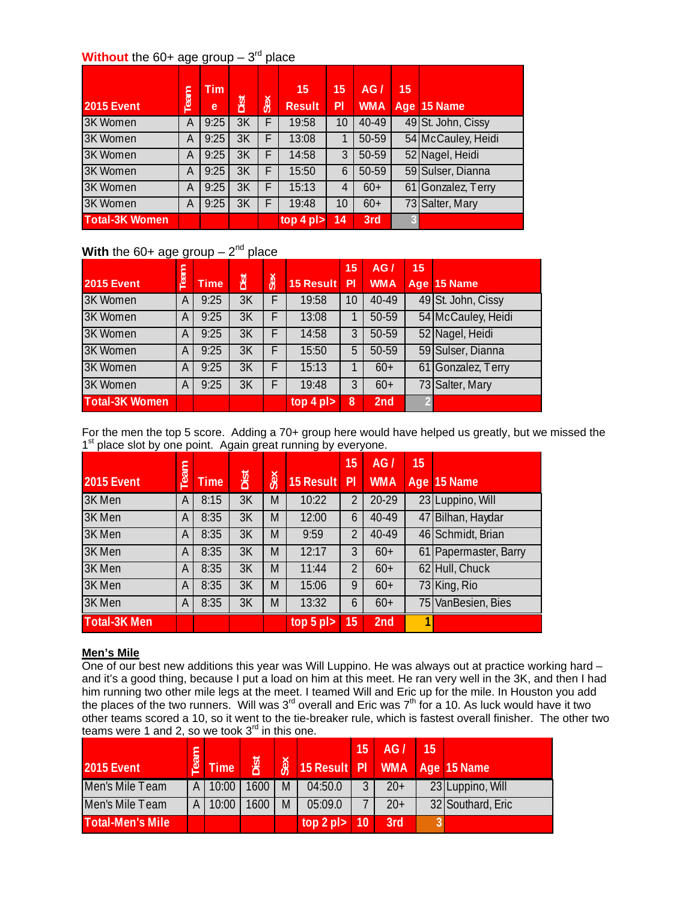**Without** the 60+ age group – 3rd place

| 2015 Event | Team | Time | Dist | Sex | 15 Result | 15 Pl | AG / WMA | 15 Age | 15 Name |
|---|---|---|---|---|---|---|---|---|---|
| 3K Women | A | 9:25 | 3K | F | 19:58 | 10 | 40-49 | 49 | St. John, Cissy |
| 3K Women | A | 9:25 | 3K | F | 13:08 | 1 | 50-59 | 54 | McCauley, Heidi |
| 3K Women | A | 9:25 | 3K | F | 14:58 | 3 | 50-59 | 52 | Nagel, Heidi |
| 3K Women | A | 9:25 | 3K | F | 15:50 | 6 | 50-59 | 59 | Sulser, Dianna |
| 3K Women | A | 9:25 | 3K | F | 15:13 | 4 | 60+ | 61 | Gonzalez, Terry |
| 3K Women | A | 9:25 | 3K | F | 19:48 | 10 | 60+ | 73 | Salter, Mary |
| Total-3K Women | | | | | top 4 pl> | 14 | 3rd | 3 | |

**With** the 60+ age group – 2nd place

| 2015 Event | Team | Time | Dist | Sex | 15 Result | 15 Pl | AG / WMA | 15 Age | 15 Name |
|---|---|---|---|---|---|---|---|---|---|
| 3K Women | A | 9:25 | 3K | F | 19:58 | 10 | 40-49 | 49 | St. John, Cissy |
| 3K Women | A | 9:25 | 3K | F | 13:08 | 1 | 50-59 | 54 | McCauley, Heidi |
| 3K Women | A | 9:25 | 3K | F | 14:58 | 3 | 50-59 | 52 | Nagel, Heidi |
| 3K Women | A | 9:25 | 3K | F | 15:50 | 5 | 50-59 | 59 | Sulser, Dianna |
| 3K Women | A | 9:25 | 3K | F | 15:13 | 1 | 60+ | 61 | Gonzalez, Terry |
| 3K Women | A | 9:25 | 3K | F | 19:48 | 3 | 60+ | 73 | Salter, Mary |
| Total-3K Women | | | | | top 4 pl> | 8 | 2nd | 2 | |

For the men the top 5 score. Adding a 70+ group here would have helped us greatly, but we missed the 1st place slot by one point. Again great running by everyone.

| 2015 Event | Team | Time | Dist | Sex | 15 Result | 15 Pl | AG / WMA | 15 Age | 15 Name |
|---|---|---|---|---|---|---|---|---|---|
| 3K Men | A | 8:15 | 3K | M | 10:22 | 2 | 20-29 | 23 | Luppino, Will |
| 3K Men | A | 8:35 | 3K | M | 12:00 | 6 | 40-49 | 47 | Bilhan, Haydar |
| 3K Men | A | 8:35 | 3K | M | 9:59 | 2 | 40-49 | 46 | Schmidt, Brian |
| 3K Men | A | 8:35 | 3K | M | 12:17 | 3 | 60+ | 61 | Papermaster, Barry |
| 3K Men | A | 8:35 | 3K | M | 11:44 | 2 | 60+ | 62 | Hull, Chuck |
| 3K Men | A | 8:35 | 3K | M | 15:06 | 9 | 60+ | 73 | King, Rio |
| 3K Men | A | 8:35 | 3K | M | 13:32 | 6 | 60+ | 75 | VanBesien, Bies |
| Total-3K Men | | | | | top 5 pl> | 15 | 2nd | 1 | |

**Men's Mile**

One of our best new additions this year was Will Luppino. He was always out at practice working hard – and it's a good thing, because I put a load on him at this meet. He ran very well in the 3K, and then I had him running two other mile legs at the meet. I teamed Will and Eric up for the mile. In Houston you add the places of the two runners. Will was 3rd overall and Eric was 7th for a 10. As luck would have it two other teams scored a 10, so it went to the tie-breaker rule, which is fastest overall finisher. The other two teams were 1 and 2, so we took 3rd in this one.

| 2015 Event | Team | Time | Dist | Sex | 15 Result | 15 Pl | AG / WMA | 15 Age | 15 Name |
|---|---|---|---|---|---|---|---|---|---|
| Men's Mile Team | A | 10:00 | 1600 | M | 04:50.0 | 3 | 20+ | 23 | Luppino, Will |
| Men's Mile Team | A | 10:00 | 1600 | M | 05:09.0 | 7 | 20+ | 32 | Southard, Eric |
| Total-Men's Mile | | | | | top 2 pl> | 10 | 3rd | 3 | |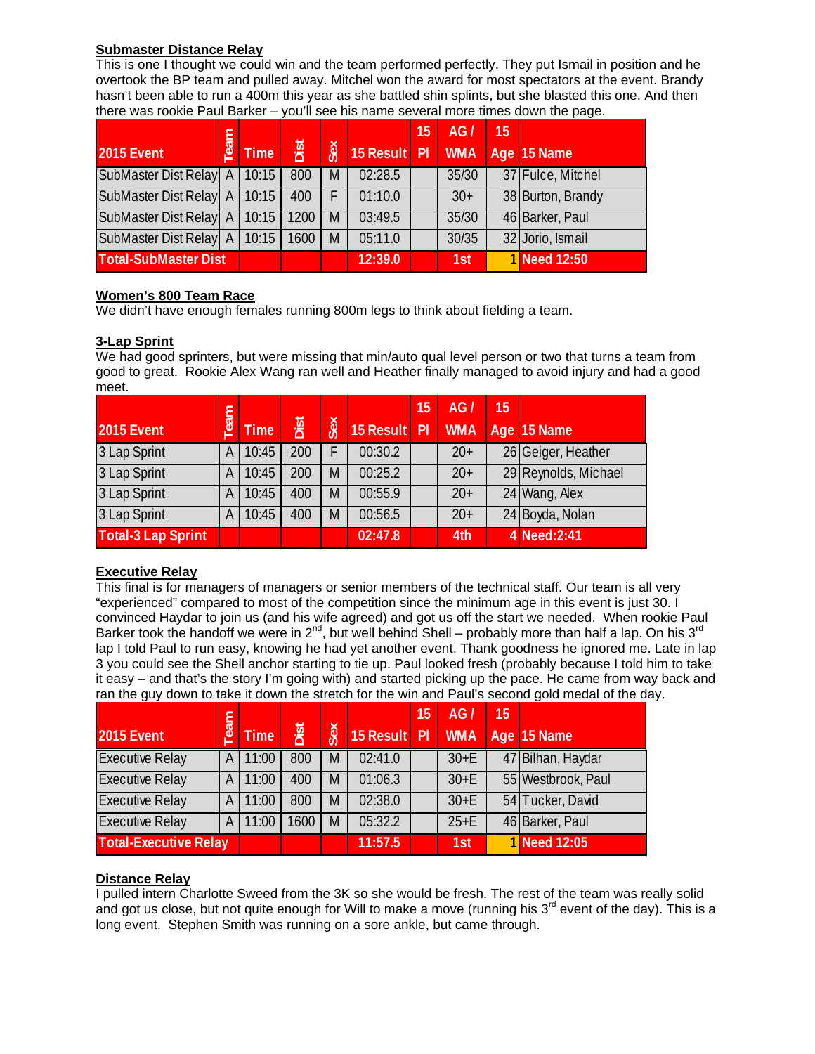**Submaster Distance Relay**

This is one I thought we could win and the team performed perfectly. They put Ismail in position and he overtook the BP team and pulled away. Mitchel won the award for most spectators at the event. Brandy hasn't been able to run a 400m this year as she battled shin splints, but she blasted this one. And then there was rookie Paul Barker – you'll see his name several more times down the page.

| 2015 Event | Team | Time | Dist | Sex | 15 Result | 15 Pl | AG / WMA | 15 Age | 15 Name |
|---|---|---|---|---|---|---|---|---|---|
| SubMaster Dist Relay | A | 10:15 | 800 | M | 02:28.5 | | 35/30 | 37 | Fulce, Mitchel |
| SubMaster Dist Relay | A | 10:15 | 400 | F | 01:10.0 | | 30+ | 38 | Burton, Brandy |
| SubMaster Dist Relay | A | 10:15 | 1200 | M | 03:49.5 | | 35/30 | 46 | Barker, Paul |
| SubMaster Dist Relay | A | 10:15 | 1600 | M | 05:11.0 | | 30/35 | 32 | Jorio, Ismail |
| **Total-SubMaster Dist** | | | | | **12:39.0** | | **1st** | **1** | **Need 12:50** |

**Women's 800 Team Race**

We didn't have enough females running 800m legs to think about fielding a team.

**3-Lap Sprint**

We had good sprinters, but were missing that min/auto qual level person or two that turns a team from good to great. Rookie Alex Wang ran well and Heather finally managed to avoid injury and had a good meet.

| 2015 Event | Team | Time | Dist | Sex | 15 Result | 15 Pl | AG / WMA | 15 Age | 15 Name |
|---|---|---|---|---|---|---|---|---|---|
| 3 Lap Sprint | A | 10:45 | 200 | F | 00:30.2 | | 20+ | 26 | Geiger, Heather |
| 3 Lap Sprint | A | 10:45 | 200 | M | 00:25.2 | | 20+ | 29 | Reynolds, Michael |
| 3 Lap Sprint | A | 10:45 | 400 | M | 00:55.9 | | 20+ | 24 | Wang, Alex |
| 3 Lap Sprint | A | 10:45 | 400 | M | 00:56.5 | | 20+ | 24 | Boyda, Nolan |
| **Total-3 Lap Sprint** | | | | | **02:47.8** | | **4th** | **4** | **Need:2:41** |

**Executive Relay**

This final is for managers of managers or senior members of the technical staff. Our team is all very "experienced" compared to most of the competition since the minimum age in this event is just 30. I convinced Haydar to join us (and his wife agreed) and got us off the start we needed. When rookie Paul Barker took the handoff we were in 2nd, but well behind Shell – probably more than half a lap. On his 3rd lap I told Paul to run easy, knowing he had yet another event. Thank goodness he ignored me. Late in lap 3 you could see the Shell anchor starting to tie up. Paul looked fresh (probably because I told him to take it easy – and that's the story I'm going with) and started picking up the pace. He came from way back and ran the guy down to take it down the stretch for the win and Paul's second gold medal of the day.

| 2015 Event | Team | Time | Dist | Sex | 15 Result | 15 Pl | AG / WMA | 15 Age | 15 Name |
|---|---|---|---|---|---|---|---|---|---|
| Executive Relay | A | 11:00 | 800 | M | 02:41.0 | | 30+E | 47 | Bilhan, Haydar |
| Executive Relay | A | 11:00 | 400 | M | 01:06.3 | | 30+E | 55 | Westbrook, Paul |
| Executive Relay | A | 11:00 | 800 | M | 02:38.0 | | 30+E | 54 | Tucker, David |
| Executive Relay | A | 11:00 | 1600 | M | 05:32.2 | | 25+E | 46 | Barker, Paul |
| **Total-Executive Relay** | | | | | **11:57.5** | | **1st** | **1** | **Need 12:05** |

**Distance Relay**

I pulled intern Charlotte Sweed from the 3K so she would be fresh. The rest of the team was really solid and got us close, but not quite enough for Will to make a move (running his 3rd event of the day). This is a long event. Stephen Smith was running on a sore ankle, but came through.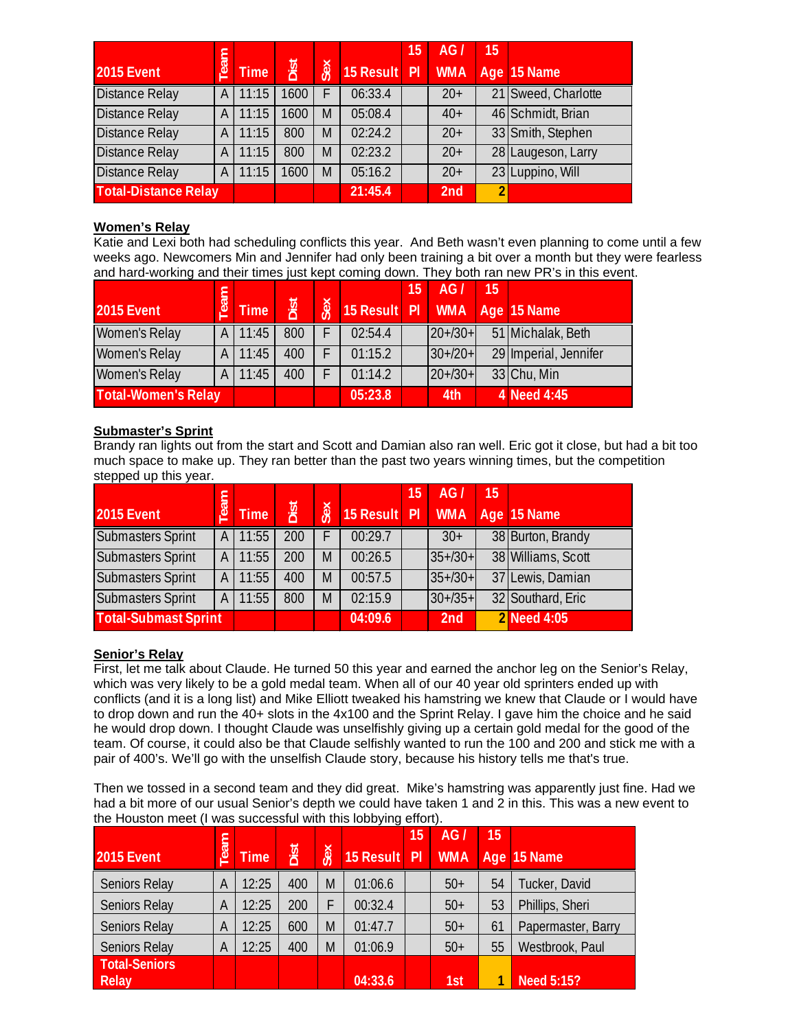| 2015 Event | Team | Time | Dist | Sex | 15 Result | 15 Pl | AG / WMA | 15 Age | 15 Name |
|---|---|---|---|---|---|---|---|---|---|
| Distance Relay | A | 11:15 | 1600 | F | 06:33.4 | | 20+ | 21 | Sweed, Charlotte |
| Distance Relay | A | 11:15 | 1600 | M | 05:08.4 | | 40+ | 46 | Schmidt, Brian |
| Distance Relay | A | 11:15 | 800 | M | 02:24.2 | | 20+ | 33 | Smith, Stephen |
| Distance Relay | A | 11:15 | 800 | M | 02:23.2 | | 20+ | 28 | Laugeson, Larry |
| Distance Relay | A | 11:15 | 1600 | M | 05:16.2 | | 20+ | 23 | Luppino, Will |
| **Total-Distance Relay** | | | | | **21:45.4** | | **2nd** | **2** | |

**Women's Relay**

Katie and Lexi both had scheduling conflicts this year. And Beth wasn't even planning to come until a few weeks ago. Newcomers Min and Jennifer had only been training a bit over a month but they were fearless and hard-working and their times just kept coming down. They both ran new PR's in this event.

| 2015 Event | Team | Time | Dist | Sex | 15 Result | 15 Pl | AG / WMA | 15 Age | 15 Name |
|---|---|---|---|---|---|---|---|---|---|
| Women's Relay | A | 11:45 | 800 | F | 02:54.4 | | 20+/30+ | 51 | Michalak, Beth |
| Women's Relay | A | 11:45 | 400 | F | 01:15.2 | | 30+/20+ | 29 | Imperial, Jennifer |
| Women's Relay | A | 11:45 | 400 | F | 01:14.2 | | 20+/30+ | 33 | Chu, Min |
| **Total-Women's Relay** | | | | | **05:23.8** | | **4th** | **4** | **Need 4:45** |

**Submaster's Sprint**

Brandy ran lights out from the start and Scott and Damian also ran well. Eric got it close, but had a bit too much space to make up. They ran better than the past two years winning times, but the competition stepped up this year.

| 2015 Event | Team | Time | Dist | Sex | 15 Result | 15 Pl | AG / WMA | 15 Age | 15 Name |
|---|---|---|---|---|---|---|---|---|---|
| Submasters Sprint | A | 11:55 | 200 | F | 00:29.7 | | 30+ | 38 | Burton, Brandy |
| Submasters Sprint | A | 11:55 | 200 | M | 00:26.5 | | 35+/30+ | 38 | Williams, Scott |
| Submasters Sprint | A | 11:55 | 400 | M | 00:57.5 | | 35+/30+ | 37 | Lewis, Damian |
| Submasters Sprint | A | 11:55 | 800 | M | 02:15.9 | | 30+/35+ | 32 | Southard, Eric |
| **Total-Submast Sprint** | | | | | **04:09.6** | | **2nd** | **2** | **Need 4:05** |

**Senior's Relay**

First, let me talk about Claude. He turned 50 this year and earned the anchor leg on the Senior's Relay, which was very likely to be a gold medal team. When all of our 40 year old sprinters ended up with conflicts (and it is a long list) and Mike Elliott tweaked his hamstring we knew that Claude or I would have to drop down and run the 40+ slots in the 4x100 and the Sprint Relay. I gave him the choice and he said he would drop down. I thought Claude was unselfishly giving up a certain gold medal for the good of the team. Of course, it could also be that Claude selfishly wanted to run the 100 and 200 and stick me with a pair of 400's. We'll go with the unselfish Claude story, because his history tells me that's true.

Then we tossed in a second team and they did great. Mike's hamstring was apparently just fine. Had we had a bit more of our usual Senior's depth we could have taken 1 and 2 in this. This was a new event to the Houston meet (I was successful with this lobbying effort).

| 2015 Event | Team | Time | Dist | Sex | 15 Result | 15 Pl | AG / WMA | 15 Age | 15 Name |
|---|---|---|---|---|---|---|---|---|---|
| Seniors Relay | A | 12:25 | 400 | M | 01:06.6 | | 50+ | 54 | Tucker, David |
| Seniors Relay | A | 12:25 | 200 | F | 00:32.4 | | 50+ | 53 | Phillips, Sheri |
| Seniors Relay | A | 12:25 | 600 | M | 01:47.7 | | 50+ | 61 | Papermaster, Barry |
| Seniors Relay | A | 12:25 | 400 | M | 01:06.9 | | 50+ | 55 | Westbrook, Paul |
| **Total-Seniors Relay** | | | | | **04:33.6** | | **1st** | **1** | **Need 5:15?** |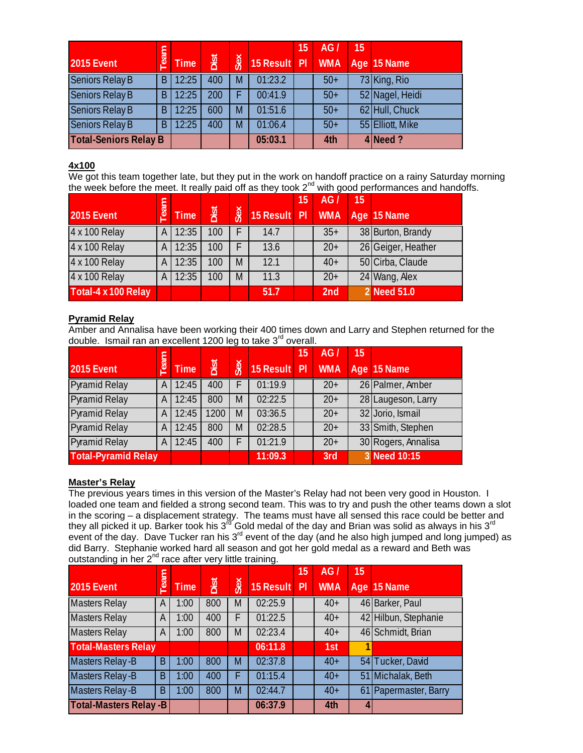| 2015 Event | Team | Time | Dist | Sex | 15 Result | 15 Pl | AG / WMA | 15 Age | 15 Name |
|---|---|---|---|---|---|---|---|---|---|
| Seniors Relay B | B | 12:25 | 400 | M | 01:23.2 | | 50+ | 73 | King, Rio |
| Seniors Relay B | B | 12:25 | 200 | F | 00:41.9 | | 50+ | 52 | Nagel, Heidi |
| Seniors Relay B | B | 12:25 | 600 | M | 01:51.6 | | 50+ | 62 | Hull, Chuck |
| Seniors Relay B | B | 12:25 | 400 | M | 01:06.4 | | 50+ | 55 | Elliott, Mike |
| **Total-Seniors Relay B** | | | | | **05:03.1** | | **4th** | **4** | **Need ?** |

**4x100**

We got this team together late, but they put in the work on handoff practice on a rainy Saturday morning the week before the meet. It really paid off as they took 2nd with good performances and handoffs.

| 2015 Event | Team | Time | Dist | Sex | 15 Result | 15 Pl | AG / WMA | 15 Age | 15 Name |
|---|---|---|---|---|---|---|---|---|---|
| 4 x 100 Relay | A | 12:35 | 100 | F | 14.7 | | 35+ | 38 | Burton, Brandy |
| 4 x 100 Relay | A | 12:35 | 100 | F | 13.6 | | 20+ | 26 | Geiger, Heather |
| 4 x 100 Relay | A | 12:35 | 100 | M | 12.1 | | 40+ | 50 | Cirba, Claude |
| 4 x 100 Relay | A | 12:35 | 100 | M | 11.3 | | 20+ | 24 | Wang, Alex |
| **Total-4 x 100 Relay** | | | | | **51.7** | | **2nd** | **2** | **Need 51.0** |

**Pyramid Relay**

Amber and Annalisa have been working their 400 times down and Larry and Stephen returned for the double. Ismail ran an excellent 1200 leg to take 3rd overall.

| 2015 Event | Team | Time | Dist | Sex | 15 Result | 15 Pl | AG / WMA | 15 Age | 15 Name |
|---|---|---|---|---|---|---|---|---|---|
| Pyramid Relay | A | 12:45 | 400 | F | 01:19.9 | | 20+ | 26 | Palmer, Amber |
| Pyramid Relay | A | 12:45 | 800 | M | 02:22.5 | | 20+ | 28 | Laugeson, Larry |
| Pyramid Relay | A | 12:45 | 1200 | M | 03:36.5 | | 20+ | 32 | Jorio, Ismail |
| Pyramid Relay | A | 12:45 | 800 | M | 02:28.5 | | 20+ | 33 | Smith, Stephen |
| Pyramid Relay | A | 12:45 | 400 | F | 01:21.9 | | 20+ | 30 | Rogers, Annalisa |
| **Total-Pyramid Relay** | | | | | **11:09.3** | | **3rd** | **3** | **Need 10:15** |

**Master's Relay**

The previous years times in this version of the Master's Relay had not been very good in Houston. I loaded one team and fielded a strong second team. This was to try and push the other teams down a slot in the scoring – a displacement strategy. The teams must have all sensed this race could be better and they all picked it up. Barker took his 3rd Gold medal of the day and Brian was solid as always in his 3rd event of the day. Dave Tucker ran his 3rd event of the day (and he also high jumped and long jumped) as did Barry. Stephanie worked hard all season and got her gold medal as a reward and Beth was outstanding in her 2nd race after very little training.

| 2015 Event | Team | Time | Dist | Sex | 15 Result | 15 Pl | AG / WMA | 15 Age | 15 Name |
|---|---|---|---|---|---|---|---|---|---|
| Masters Relay | A | 1:00 | 800 | M | 02:25.9 | | 40+ | 46 | Barker, Paul |
| Masters Relay | A | 1:00 | 400 | F | 01:22.5 | | 40+ | 42 | Hilbun, Stephanie |
| Masters Relay | A | 1:00 | 800 | M | 02:23.4 | | 40+ | 46 | Schmidt, Brian |
| **Total-Masters Relay** | | | | | **06:11.8** | | **1st** | **1** | |
| Masters Relay -B | B | 1:00 | 800 | M | 02:37.8 | | 40+ | 54 | Tucker, David |
| Masters Relay -B | B | 1:00 | 400 | F | 01:15.4 | | 40+ | 51 | Michalak, Beth |
| Masters Relay -B | B | 1:00 | 800 | M | 02:44.7 | | 40+ | 61 | Papermaster, Barry |
| **Total-Masters Relay -B** | | | | | **06:37.9** | | **4th** | **4** | |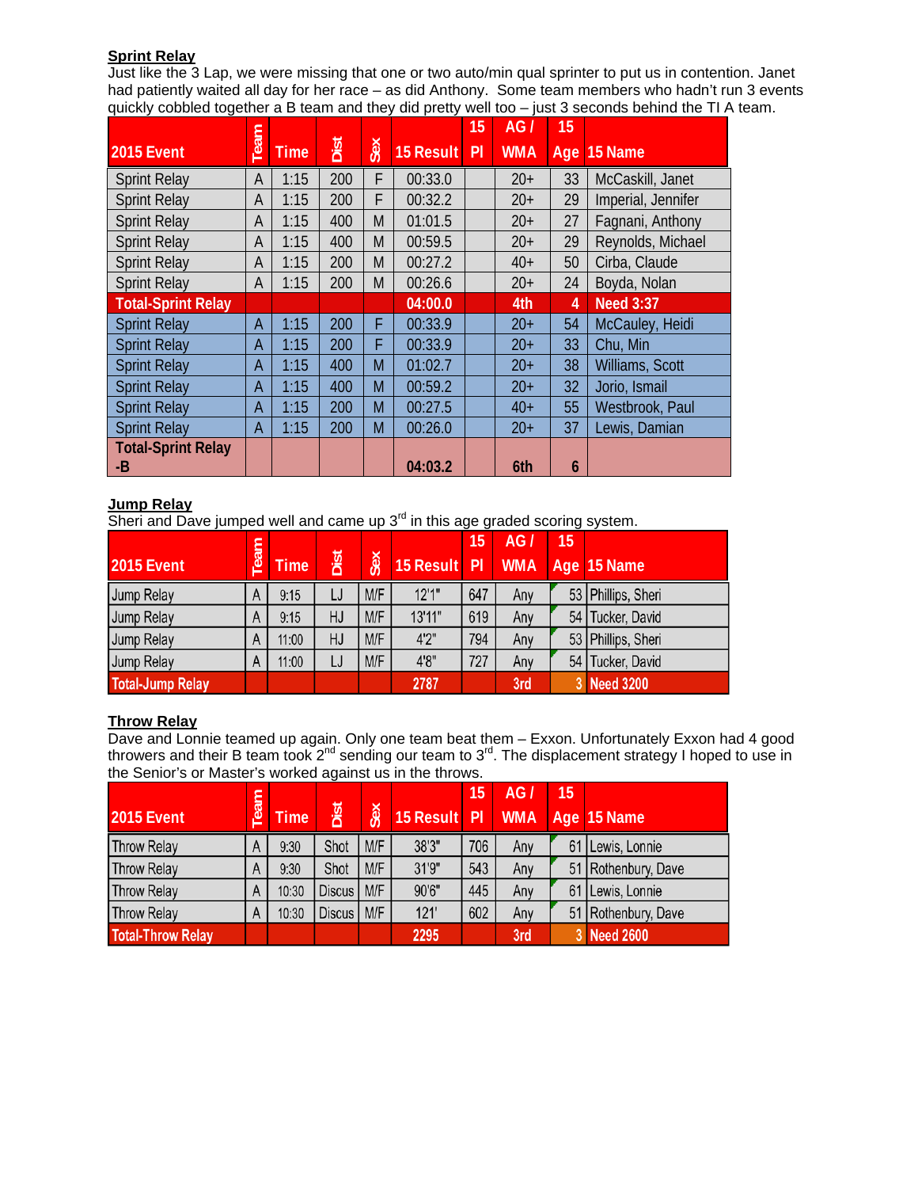**Sprint Relay**

Just like the 3 Lap, we were missing that one or two auto/min qual sprinter to put us in contention. Janet had patiently waited all day for her race – as did Anthony. Some team members who hadn't run 3 events quickly cobbled together a B team and they did pretty well too – just 3 seconds behind the TI A team.

| 2015 Event | Team | Time | Dist | Sex | 15 Result | 15 Pl | AG / WMA | 15 Age | 15 Name |
|---|---|---|---|---|---|---|---|---|---|
| Sprint Relay | A | 1:15 | 200 | F | 00:33.0 | | 20+ | 33 | McCaskill, Janet |
| Sprint Relay | A | 1:15 | 200 | F | 00:32.2 | | 20+ | 29 | Imperial, Jennifer |
| Sprint Relay | A | 1:15 | 400 | M | 01:01.5 | | 20+ | 27 | Fagnani, Anthony |
| Sprint Relay | A | 1:15 | 400 | M | 00:59.5 | | 20+ | 29 | Reynolds, Michael |
| Sprint Relay | A | 1:15 | 200 | M | 00:27.2 | | 40+ | 50 | Cirba, Claude |
| Sprint Relay | A | 1:15 | 200 | M | 00:26.6 | | 20+ | 24 | Boyda, Nolan |
| **Total-Sprint Relay** | | | | | **04:00.0** | | **4th** | **4** | **Need 3:37** |
| Sprint Relay | A | 1:15 | 200 | F | 00:33.9 | | 20+ | 54 | McCauley, Heidi |
| Sprint Relay | A | 1:15 | 200 | F | 00:33.9 | | 20+ | 33 | Chu, Min |
| Sprint Relay | A | 1:15 | 400 | M | 01:02.7 | | 20+ | 38 | Williams, Scott |
| Sprint Relay | A | 1:15 | 400 | M | 00:59.2 | | 20+ | 32 | Jorio, Ismail |
| Sprint Relay | A | 1:15 | 200 | M | 00:27.5 | | 40+ | 55 | Westbrook, Paul |
| Sprint Relay | A | 1:15 | 200 | M | 00:26.0 | | 20+ | 37 | Lewis, Damian |
| **Total-Sprint Relay -B** | | | | | **04:03.2** | | **6th** | **6** | |

**Jump Relay**

Sheri and Dave jumped well and came up 3rd in this age graded scoring system.

| 2015 Event | Team | Time | Dist | Sex | 15 Result | 15 Pl | AG / WMA | 15 Age | 15 Name |
|---|---|---|---|---|---|---|---|---|---|
| Jump Relay | A | 9:15 | LJ | M/F | 12'1" | 647 | Any | 53 | Phillips, Sheri |
| Jump Relay | A | 9:15 | HJ | M/F | 13'11" | 619 | Any | 54 | Tucker, David |
| Jump Relay | A | 11:00 | HJ | M/F | 4'2" | 794 | Any | 53 | Phillips, Sheri |
| Jump Relay | A | 11:00 | LJ | M/F | 4'8" | 727 | Any | 54 | Tucker, David |
| **Total-Jump Relay** | | | | | **2787** | | **3rd** | **3** | **Need 3200** |

**Throw Relay**

Dave and Lonnie teamed up again. Only one team beat them – Exxon. Unfortunately Exxon had 4 good throwers and their B team took 2nd sending our team to 3rd. The displacement strategy I hoped to use in the Senior's or Master's worked against us in the throws.

| 2015 Event | Team | Time | Dist | Sex | 15 Result | 15 Pl | AG / WMA | 15 Age | 15 Name |
|---|---|---|---|---|---|---|---|---|---|
| Throw Relay | A | 9:30 | Shot | M/F | 38'3" | 706 | Any | 61 | Lewis, Lonnie |
| Throw Relay | A | 9:30 | Shot | M/F | 31'9" | 543 | Any | 51 | Rothenbury, Dave |
| Throw Relay | A | 10:30 | Discus | M/F | 90'6" | 445 | Any | 61 | Lewis, Lonnie |
| Throw Relay | A | 10:30 | Discus | M/F | 121' | 602 | Any | 51 | Rothenbury, Dave |
| **Total-Throw Relay** | | | | | **2295** | | **3rd** | **3** | **Need 2600** |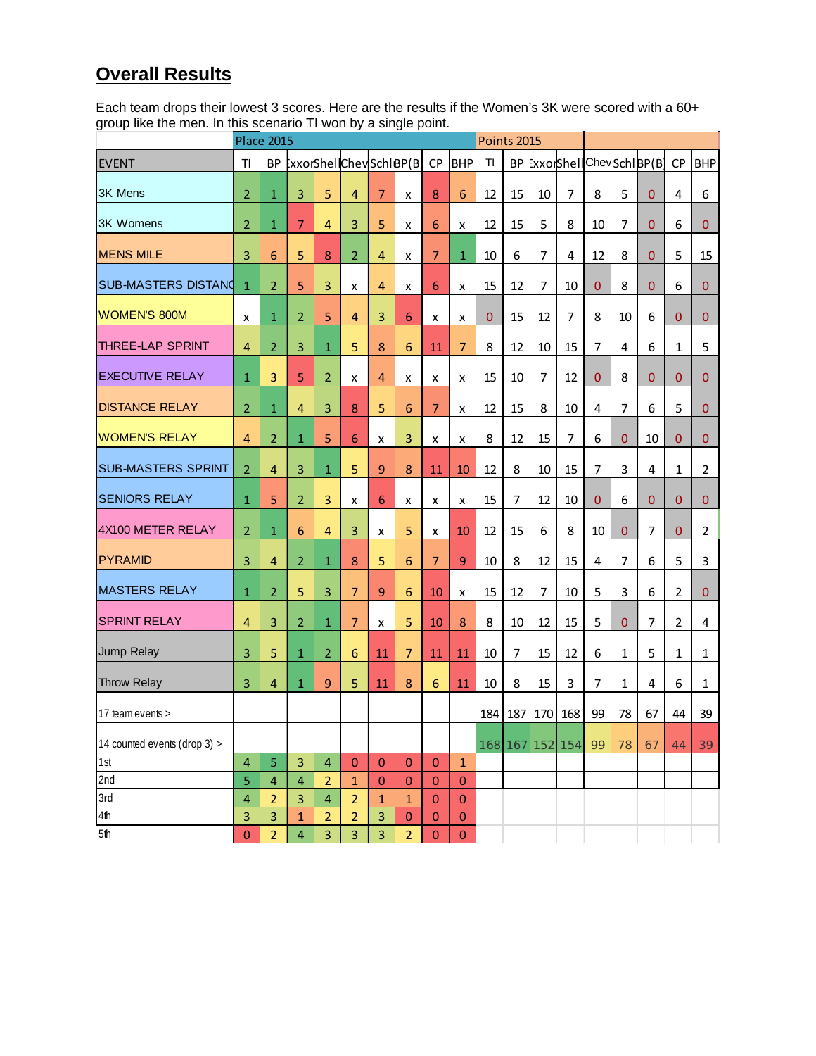## Overall Results

Each team drops their lowest 3 scores. Here are the results if the Women's 3K were scored with a 60+ group like the men. In this scenario TI won by a single point.

| | Place 2015 | | | | | | | | | Points 2015 | | | | | | | | |
|---|---|---|---|---|---|---|---|---|---|---|---|---|---|---|---|---|---|---|
| EVENT | TI | BP | Exxon | Shell | Chev | Schl | BP(B) | CP | BHP | TI | BP | Exxon | Shell | Chev | Schl | BP(B) | CP | BHP |
| 3K Mens | 2 | 1 | 3 | 5 | 4 | 7 | x | 8 | 6 | 12 | 15 | 10 | 7 | 8 | 5 | 0 | 4 | 6 |
| 3K Womens | 2 | 1 | 7 | 4 | 3 | 5 | x | 6 | x | 12 | 15 | 5 | 8 | 10 | 7 | 0 | 6 | 0 |
| MENS MILE | 3 | 6 | 5 | 8 | 2 | 4 | x | 7 | 1 | 10 | 6 | 7 | 4 | 12 | 8 | 0 | 5 | 15 |
| SUB-MASTERS DISTANC | 1 | 2 | 5 | 3 | x | 4 | x | 6 | x | 15 | 12 | 7 | 10 | 0 | 8 | 0 | 6 | 0 |
| WOMEN'S 800M | x | 1 | 2 | 5 | 4 | 3 | 6 | x | x | 0 | 15 | 12 | 7 | 8 | 10 | 6 | 0 | 0 |
| THREE-LAP SPRINT | 4 | 2 | 3 | 1 | 5 | 8 | 6 | 11 | 7 | 8 | 12 | 10 | 15 | 7 | 4 | 6 | 1 | 5 |
| EXECUTIVE RELAY | 1 | 3 | 5 | 2 | x | 4 | x | x | x | 15 | 10 | 7 | 12 | 0 | 8 | 0 | 0 | 0 |
| DISTANCE RELAY | 2 | 1 | 4 | 3 | 8 | 5 | 6 | 7 | x | 12 | 15 | 8 | 10 | 4 | 7 | 6 | 5 | 0 |
| WOMEN'S RELAY | 4 | 2 | 1 | 5 | 6 | x | 3 | x | x | 8 | 12 | 15 | 7 | 6 | 0 | 10 | 0 | 0 |
| SUB-MASTERS SPRINT | 2 | 4 | 3 | 1 | 5 | 9 | 8 | 11 | 10 | 12 | 8 | 10 | 15 | 7 | 3 | 4 | 1 | 2 |
| SENIORS RELAY | 1 | 5 | 2 | 3 | x | 6 | x | x | x | 15 | 7 | 12 | 10 | 0 | 6 | 0 | 0 | 0 |
| 4X100 METER RELAY | 2 | 1 | 6 | 4 | 3 | x | 5 | x | 10 | 12 | 15 | 6 | 8 | 10 | 0 | 7 | 0 | 2 |
| PYRAMID | 3 | 4 | 2 | 1 | 8 | 5 | 6 | 7 | 9 | 10 | 8 | 12 | 15 | 4 | 7 | 6 | 5 | 3 |
| MASTERS RELAY | 1 | 2 | 5 | 3 | 7 | 9 | 6 | 10 | x | 15 | 12 | 7 | 10 | 5 | 3 | 6 | 2 | 0 |
| SPRINT RELAY | 4 | 3 | 2 | 1 | 7 | x | 5 | 10 | 8 | 8 | 10 | 12 | 15 | 5 | 0 | 7 | 2 | 4 |
| Jump Relay | 3 | 5 | 1 | 2 | 6 | 11 | 7 | 11 | 11 | 10 | 7 | 15 | 12 | 6 | 1 | 5 | 1 | 1 |
| Throw Relay | 3 | 4 | 1 | 9 | 5 | 11 | 8 | 6 | 11 | 10 | 8 | 15 | 3 | 7 | 1 | 4 | 6 | 1 |
| 17 team events > | | | | | | | | | | 184 | 187 | 170 | 168 | 99 | 78 | 67 | 44 | 39 |
| 14 counted events (drop 3) > | | | | | | | | | | 168 | 167 | 152 | 154 | 99 | 78 | 67 | 44 | 39 |
| 1st | 4 | 5 | 3 | 4 | 0 | 0 | 0 | 0 | 1 | | | | | | | | | |
| 2nd | 5 | 4 | 4 | 2 | 1 | 0 | 0 | 0 | 0 | | | | | | | | | |
| 3rd | 4 | 2 | 3 | 4 | 2 | 1 | 1 | 0 | 0 | | | | | | | | | |
| 4th | 3 | 3 | 1 | 2 | 2 | 3 | 0 | 0 | 0 | | | | | | | | | |
| 5th | 0 | 2 | 4 | 3 | 3 | 3 | 2 | 0 | 0 | | | | | | | | | |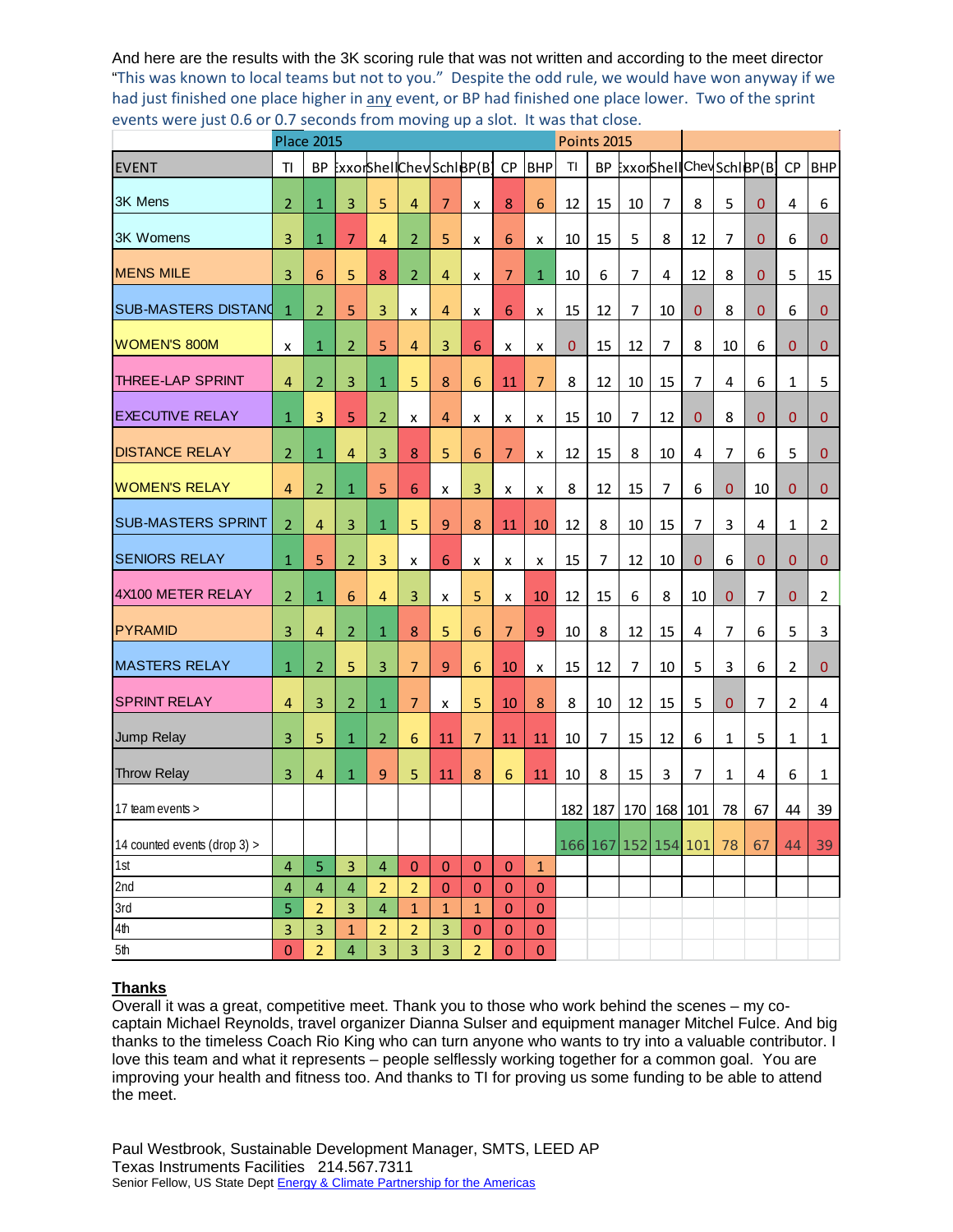And here are the results with the 3K scoring rule that was not written and according to the meet director "This was known to local teams but not to you." Despite the odd rule, we would have won anyway if we had just finished one place higher in <u>any</u> event, or BP had finished one place lower. Two of the sprint events were just 0.6 or 0.7 seconds from moving up a slot. It was that close.

| | Place 2015 | | | | | | | | | Points 2015 | | | | | | | | |
|---|---|---|---|---|---|---|---|---|---|---|---|---|---|---|---|---|---|---|
| EVENT | TI | BP | Exxon | Shell | Chev | Schl | BP(B) | CP | BHP | TI | BP | Exxon | Shell | Chev | Schl | BP(B) | CP | BHP |
| 3K Mens | 2 | 1 | 3 | 5 | 4 | 7 | x | 8 | 6 | 12 | 15 | 10 | 7 | 8 | 5 | 0 | 4 | 6 |
| 3K Womens | 3 | 1 | 7 | 4 | 2 | 5 | x | 6 | x | 10 | 15 | 5 | 8 | 12 | 7 | 0 | 6 | 0 |
| MENS MILE | 3 | 6 | 5 | 8 | 2 | 4 | x | 7 | 1 | 10 | 6 | 7 | 4 | 12 | 8 | 0 | 5 | 15 |
| SUB-MASTERS DISTANC | 1 | 2 | 5 | 3 | x | 4 | x | 6 | x | 15 | 12 | 7 | 10 | 0 | 8 | 0 | 6 | 0 |
| WOMEN'S 800M | x | 1 | 2 | 5 | 4 | 3 | 6 | x | x | 0 | 15 | 12 | 7 | 8 | 10 | 6 | 0 | 0 |
| THREE-LAP SPRINT | 4 | 2 | 3 | 1 | 5 | 8 | 6 | 11 | 7 | 8 | 12 | 10 | 15 | 7 | 4 | 6 | 1 | 5 |
| EXECUTIVE RELAY | 1 | 3 | 5 | 2 | x | 4 | x | x | x | 15 | 10 | 7 | 12 | 0 | 8 | 0 | 0 | 0 |
| DISTANCE RELAY | 2 | 1 | 4 | 3 | 8 | 5 | 6 | 7 | x | 12 | 15 | 8 | 10 | 4 | 7 | 6 | 5 | 0 |
| WOMEN'S RELAY | 4 | 2 | 1 | 5 | 6 | x | 3 | x | x | 8 | 12 | 15 | 7 | 6 | 0 | 10 | 0 | 0 |
| SUB-MASTERS SPRINT | 2 | 4 | 3 | 1 | 5 | 9 | 8 | 11 | 10 | 12 | 8 | 10 | 15 | 7 | 3 | 4 | 1 | 2 |
| SENIORS RELAY | 1 | 5 | 2 | 3 | x | 6 | x | x | x | 15 | 7 | 12 | 10 | 0 | 6 | 0 | 0 | 0 |
| 4X100 METER RELAY | 2 | 1 | 6 | 4 | 3 | x | 5 | x | 10 | 12 | 15 | 6 | 8 | 10 | 0 | 7 | 0 | 2 |
| PYRAMID | 3 | 4 | 2 | 1 | 8 | 5 | 6 | 7 | 9 | 10 | 8 | 12 | 15 | 4 | 7 | 6 | 5 | 3 |
| MASTERS RELAY | 1 | 2 | 5 | 3 | 7 | 9 | 6 | 10 | x | 15 | 12 | 7 | 10 | 5 | 3 | 6 | 2 | 0 |
| SPRINT RELAY | 4 | 3 | 2 | 1 | 7 | x | 5 | 10 | 8 | 8 | 10 | 12 | 15 | 5 | 0 | 7 | 2 | 4 |
| Jump Relay | 3 | 5 | 1 | 2 | 6 | 11 | 7 | 11 | 11 | 10 | 7 | 15 | 12 | 6 | 1 | 5 | 1 | 1 |
| Throw Relay | 3 | 4 | 1 | 9 | 5 | 11 | 8 | 6 | 11 | 10 | 8 | 15 | 3 | 7 | 1 | 4 | 6 | 1 |
| 17 team events > | | | | | | | | | | 182 | 187 | 170 | 168 | 101 | 78 | 67 | 44 | 39 |
| 14 counted events (drop 3) > | | | | | | | | | | 166 | 167 | 152 | 154 | 101 | 78 | 67 | 44 | 39 |
| 1st | 4 | 5 | 3 | 4 | 0 | 0 | 0 | 0 | 1 | | | | | | | | | |
| 2nd | 4 | 4 | 4 | 2 | 2 | 0 | 0 | 0 | 0 | | | | | | | | | |
| 3rd | 5 | 2 | 3 | 4 | 1 | 1 | 1 | 0 | 0 | | | | | | | | | |
| 4th | 3 | 3 | 1 | 2 | 2 | 3 | 0 | 0 | 0 | | | | | | | | | |
| 5th | 0 | 2 | 4 | 3 | 3 | 3 | 2 | 0 | 0 | | | | | | | | | |

**<u>Thanks</u>**

Overall it was a great, competitive meet. Thank you to those who work behind the scenes – my co-captain Michael Reynolds, travel organizer Dianna Sulser and equipment manager Mitchel Fulce. And big thanks to the timeless Coach Rio King who can turn anyone who wants to try into a valuable contributor. I love this team and what it represents – people selflessly working together for a common goal. You are improving your health and fitness too. And thanks to TI for proving us some funding to be able to attend the meet.

Paul Westbrook, Sustainable Development Manager, SMTS, LEED AP
Texas Instruments Facilities 214.567.7311
Senior Fellow, US State Dept Energy & Climate Partnership for the Americas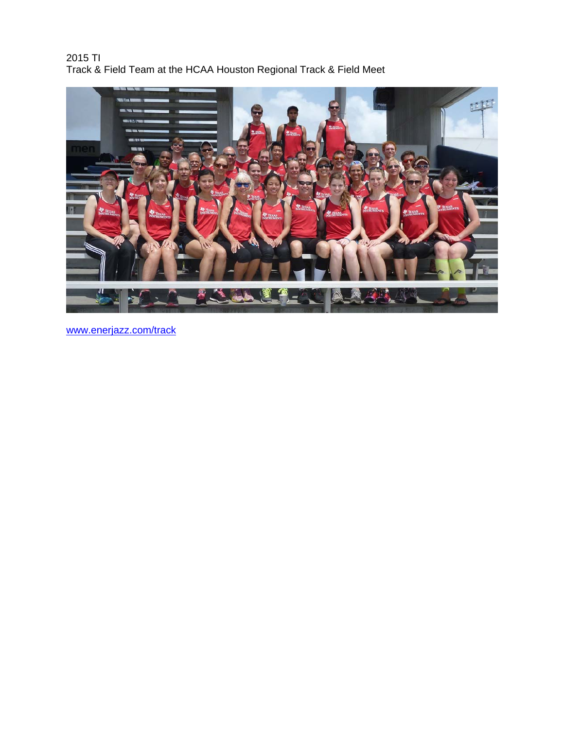2015 TI

Track & Field Team at the HCAA Houston Regional Track & Field Meet

www.enerjazz.com/track